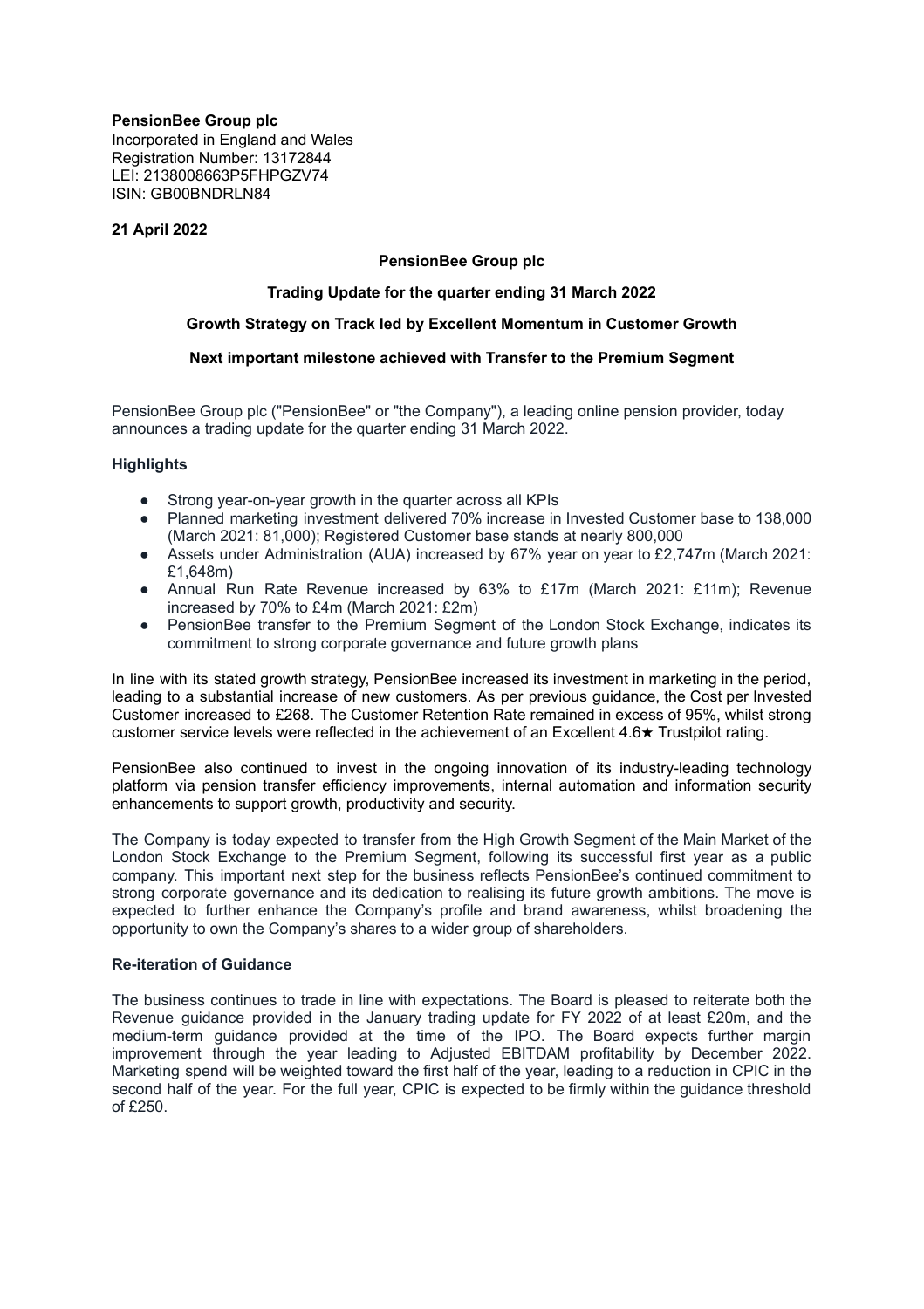**PensionBee Group plc**
Incorporated in England and Wales
Registration Number: 13172844
LEI: 2138008663P5FHPGZV74
ISIN: GB00BNDRLN84

**21 April 2022**

**PensionBee Group plc**

**Trading Update for the quarter ending 31 March 2022**

**Growth Strategy on Track led by Excellent Momentum in Customer Growth**

**Next important milestone achieved with Transfer to the Premium Segment**

PensionBee Group plc ("PensionBee" or "the Company"), a leading online pension provider, today announces a trading update for the quarter ending 31 March 2022.

## Highlights

- Strong year-on-year growth in the quarter across all KPIs
- Planned marketing investment delivered 70% increase in Invested Customer base to 138,000 (March 2021: 81,000); Registered Customer base stands at nearly 800,000
- Assets under Administration (AUA) increased by 67% year on year to £2,747m (March 2021: £1,648m)
- Annual Run Rate Revenue increased by 63% to £17m (March 2021: £11m); Revenue increased by 70% to £4m (March 2021: £2m)
- PensionBee transfer to the Premium Segment of the London Stock Exchange, indicates its commitment to strong corporate governance and future growth plans

In line with its stated growth strategy, PensionBee increased its investment in marketing in the period, leading to a substantial increase of new customers. As per previous guidance, the Cost per Invested Customer increased to £268. The Customer Retention Rate remained in excess of 95%, whilst strong customer service levels were reflected in the achievement of an Excellent 4.6★ Trustpilot rating.

PensionBee also continued to invest in the ongoing innovation of its industry-leading technology platform via pension transfer efficiency improvements, internal automation and information security enhancements to support growth, productivity and security.

The Company is today expected to transfer from the High Growth Segment of the Main Market of the London Stock Exchange to the Premium Segment, following its successful first year as a public company. This important next step for the business reflects PensionBee's continued commitment to strong corporate governance and its dedication to realising its future growth ambitions. The move is expected to further enhance the Company's profile and brand awareness, whilst broadening the opportunity to own the Company's shares to a wider group of shareholders.

## Re-iteration of Guidance

The business continues to trade in line with expectations. The Board is pleased to reiterate both the Revenue guidance provided in the January trading update for FY 2022 of at least £20m, and the medium-term guidance provided at the time of the IPO. The Board expects further margin improvement through the year leading to Adjusted EBITDAM profitability by December 2022. Marketing spend will be weighted toward the first half of the year, leading to a reduction in CPIC in the second half of the year. For the full year, CPIC is expected to be firmly within the guidance threshold of £250.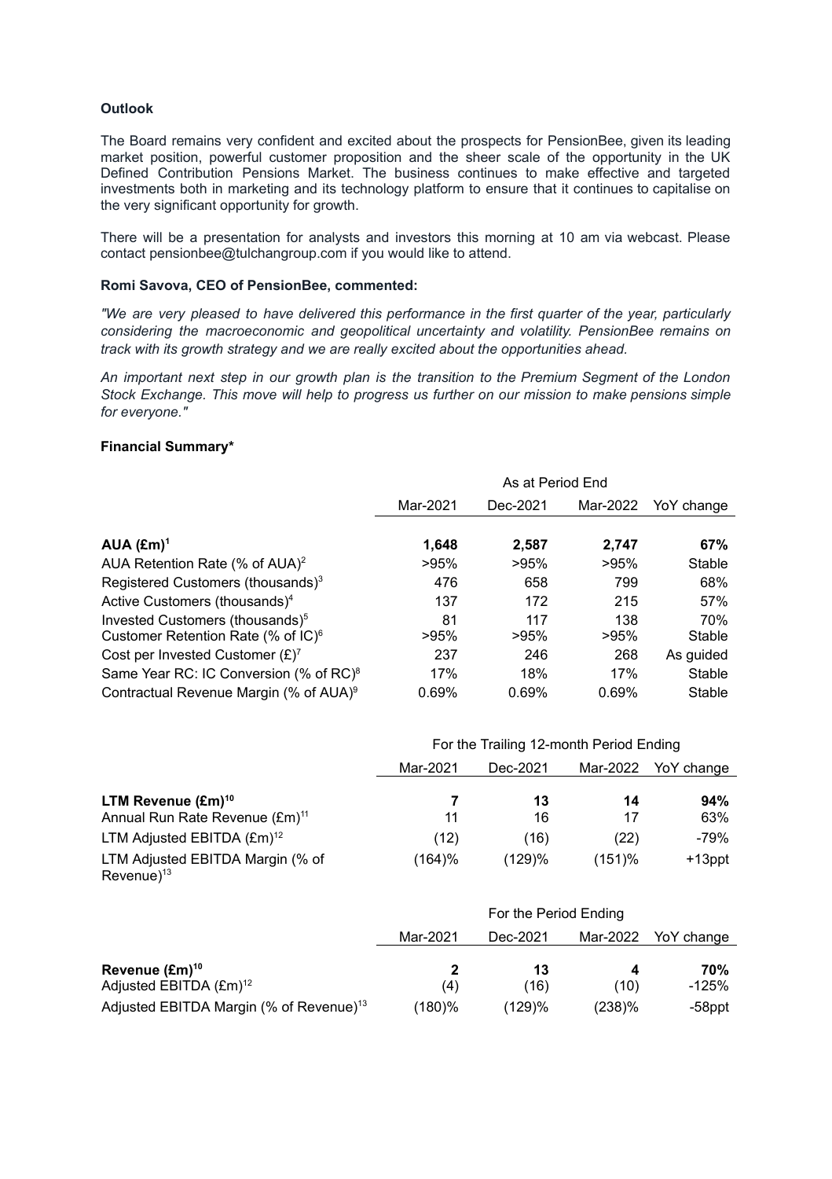**Outlook**

The Board remains very confident and excited about the prospects for PensionBee, given its leading market position, powerful customer proposition and the sheer scale of the opportunity in the UK Defined Contribution Pensions Market. The business continues to make effective and targeted investments both in marketing and its technology platform to ensure that it continues to capitalise on the very significant opportunity for growth.

There will be a presentation for analysts and investors this morning at 10 am via webcast. Please contact pensionbee@tulchangroup.com if you would like to attend.

**Romi Savova, CEO of PensionBee, commented:**

*"We are very pleased to have delivered this performance in the first quarter of the year, particularly considering the macroeconomic and geopolitical uncertainty and volatility. PensionBee remains on track with its growth strategy and we are really excited about the opportunities ahead.*

*An important next step in our growth plan is the transition to the Premium Segment of the London Stock Exchange. This move will help to progress us further on our mission to make pensions simple for everyone."*

**Financial Summary***

| | As at Period End | | | |
|---|---|---|---|---|
| | Mar-2021 | Dec-2021 | Mar-2022 | YoY change |
| **AUA (£m)**[1] | **1,648** | **2,587** | **2,747** | **67%** |
| AUA Retention Rate (% of AUA)[2] | >95% | >95% | >95% | Stable |
| Registered Customers (thousands)[3] | 476 | 658 | 799 | 68% |
| Active Customers (thousands)[4] | 137 | 172 | 215 | 57% |
| Invested Customers (thousands)[5] | 81 | 117 | 138 | 70% |
| Customer Retention Rate (% of IC)[6] | >95% | >95% | >95% | Stable |
| Cost per Invested Customer (£)[7] | 237 | 246 | 268 | As guided |
| Same Year RC: IC Conversion (% of RC)[8] | 17% | 18% | 17% | Stable |
| Contractual Revenue Margin (% of AUA)[9] | 0.69% | 0.69% | 0.69% | Stable |

| | For the Trailing 12-month Period Ending | | | |
|---|---|---|---|---|
| | Mar-2021 | Dec-2021 | Mar-2022 | YoY change |
| **LTM Revenue (£m)**[10] | **7** | **13** | **14** | **94%** |
| Annual Run Rate Revenue (£m)[11] | 11 | 16 | 17 | 63% |
| LTM Adjusted EBITDA (£m)[12] | (12) | (16) | (22) | -79% |
| LTM Adjusted EBITDA Margin (% of Revenue)[13] | (164)% | (129)% | (151)% | +13ppt |

| | For the Period Ending | | | |
|---|---|---|---|---|
| | Mar-2021 | Dec-2021 | Mar-2022 | YoY change |
| **Revenue (£m)**[10] | **2** | **13** | **4** | **70%** |
| Adjusted EBITDA (£m)[12] | (4) | (16) | (10) | -125% |
| Adjusted EBITDA Margin (% of Revenue)[13] | (180)% | (129)% | (238)% | -58ppt |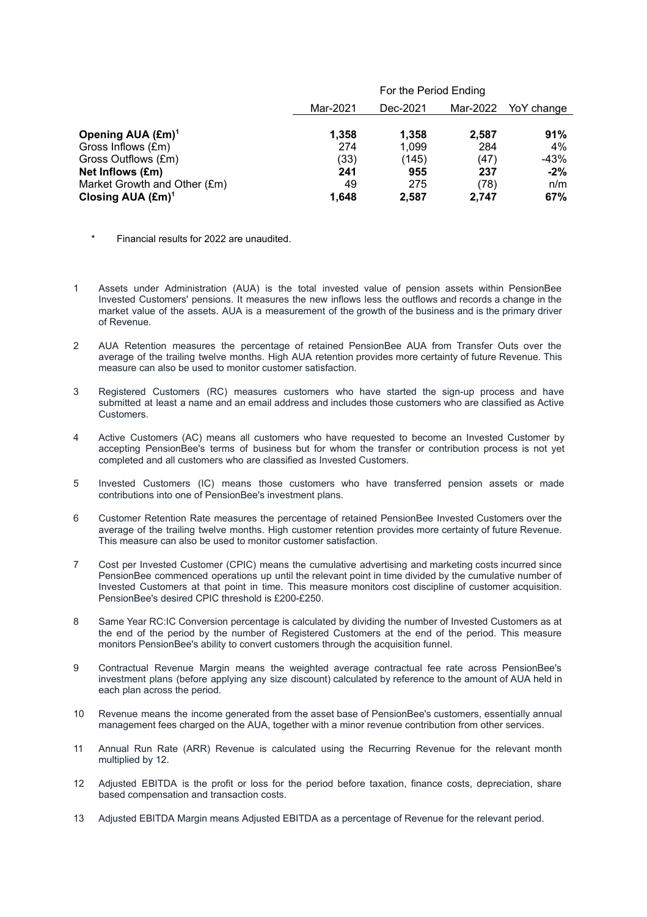| | For the Period Ending | | | |
|---|---|---|---|---|
| | Mar-2021 | Dec-2021 | Mar-2022 | YoY change |
| **Opening AUA (£m)[1]** | **1,358** | **1,358** | **2,587** | **91%** |
| Gross Inflows (£m) | 274 | 1,099 | 284 | 4% |
| Gross Outflows (£m) | (33) | (145) | (47) | -43% |
| **Net Inflows (£m)** | **241** | **955** | **237** | **-2%** |
| Market Growth and Other (£m) | 49 | 275 | (78) | n/m |
| **Closing AUA (£m)[1]** | **1,648** | **2,587** | **2,747** | **67%** |

\* Financial results for 2022 are unaudited.

1. Assets under Administration (AUA) is the total invested value of pension assets within PensionBee Invested Customers' pensions. It measures the new inflows less the outflows and records a change in the market value of the assets. AUA is a measurement of the growth of the business and is the primary driver of Revenue.

2. AUA Retention measures the percentage of retained PensionBee AUA from Transfer Outs over the average of the trailing twelve months. High AUA retention provides more certainty of future Revenue. This measure can also be used to monitor customer satisfaction.

3. Registered Customers (RC) measures customers who have started the sign-up process and have submitted at least a name and an email address and includes those customers who are classified as Active Customers.

4. Active Customers (AC) means all customers who have requested to become an Invested Customer by accepting PensionBee's terms of business but for whom the transfer or contribution process is not yet completed and all customers who are classified as Invested Customers.

5. Invested Customers (IC) means those customers who have transferred pension assets or made contributions into one of PensionBee's investment plans.

6. Customer Retention Rate measures the percentage of retained PensionBee Invested Customers over the average of the trailing twelve months. High customer retention provides more certainty of future Revenue. This measure can also be used to monitor customer satisfaction.

7. Cost per Invested Customer (CPIC) means the cumulative advertising and marketing costs incurred since PensionBee commenced operations up until the relevant point in time divided by the cumulative number of Invested Customers at that point in time. This measure monitors cost discipline of customer acquisition. PensionBee's desired CPIC threshold is £200-£250.

8. Same Year RC:IC Conversion percentage is calculated by dividing the number of Invested Customers as at the end of the period by the number of Registered Customers at the end of the period. This measure monitors PensionBee's ability to convert customers through the acquisition funnel.

9. Contractual Revenue Margin means the weighted average contractual fee rate across PensionBee's investment plans (before applying any size discount) calculated by reference to the amount of AUA held in each plan across the period.

10. Revenue means the income generated from the asset base of PensionBee's customers, essentially annual management fees charged on the AUA, together with a minor revenue contribution from other services.

11. Annual Run Rate (ARR) Revenue is calculated using the Recurring Revenue for the relevant month multiplied by 12.

12. Adjusted EBITDA is the profit or loss for the period before taxation, finance costs, depreciation, share based compensation and transaction costs.

13. Adjusted EBITDA Margin means Adjusted EBITDA as a percentage of Revenue for the relevant period.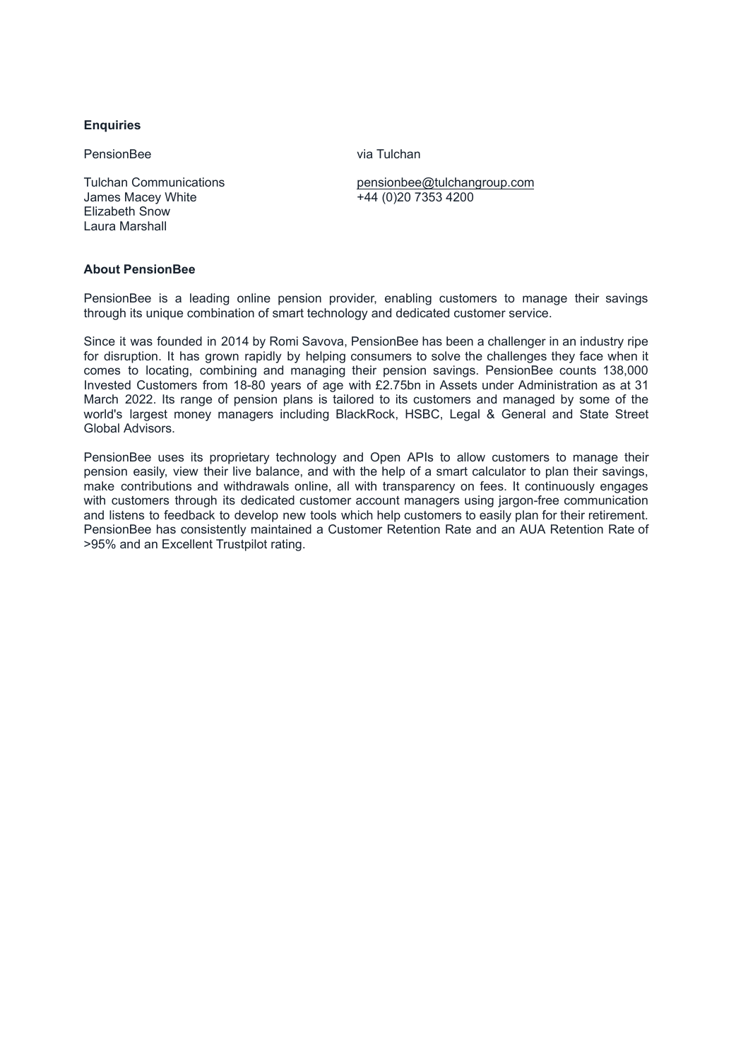**Enquiries**

| | |
|---|---|
| PensionBee | via Tulchan |
| Tulchan Communications<br>James Macey White<br>Elizabeth Snow<br>Laura Marshall | pensionbee@tulchangroup.com<br>+44 (0)20 7353 4200 |

**About PensionBee**

PensionBee is a leading online pension provider, enabling customers to manage their savings through its unique combination of smart technology and dedicated customer service.

Since it was founded in 2014 by Romi Savova, PensionBee has been a challenger in an industry ripe for disruption. It has grown rapidly by helping consumers to solve the challenges they face when it comes to locating, combining and managing their pension savings. PensionBee counts 138,000 Invested Customers from 18-80 years of age with £2.75bn in Assets under Administration as at 31 March 2022. Its range of pension plans is tailored to its customers and managed by some of the world's largest money managers including BlackRock, HSBC, Legal & General and State Street Global Advisors.

PensionBee uses its proprietary technology and Open APIs to allow customers to manage their pension easily, view their live balance, and with the help of a smart calculator to plan their savings, make contributions and withdrawals online, all with transparency on fees. It continuously engages with customers through its dedicated customer account managers using jargon-free communication and listens to feedback to develop new tools which help customers to easily plan for their retirement. PensionBee has consistently maintained a Customer Retention Rate and an AUA Retention Rate of >95% and an Excellent Trustpilot rating.